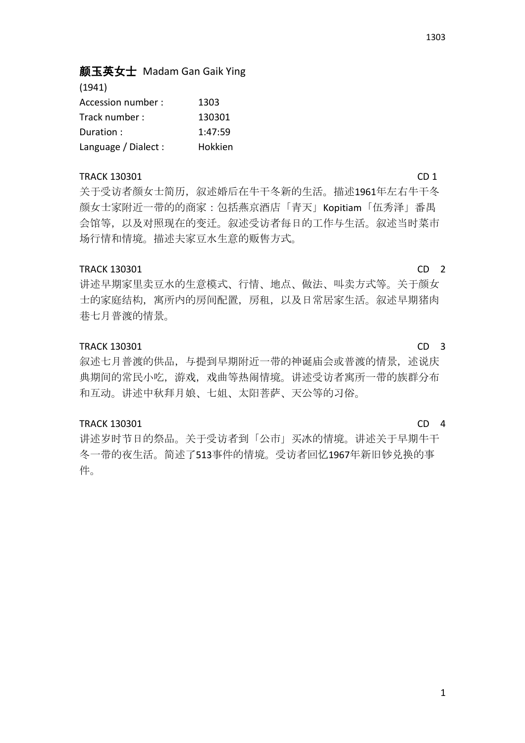# **颜玉英女士** Madam Gan Gaik Ying

(1941)

| | |
|---|---|
| Accession number : | 1303 |
| Track number : | 130301 |
| Duration : | 1:47:59 |
| Language / Dialect : | Hokkien |

TRACK 130301 CD 1

关于受访者颜女士简历，叙述婚后在牛干冬新的生活。描述1961年左右牛干冬颜女士家附近一带的的商家：包括燕京酒店「青天」Kopitiam「伍秀泽」番禺会馆等，以及对照现在的变迁。叙述受访者每日的工作与生活。叙述当时菜市场行情和情境。描述夫家豆水生意的贩售方式。

TRACK 130301 CD 2

讲述早期家里卖豆水的生意模式、行情、地点、做法、叫卖方式等。关于颜女士的家庭结构，寓所内的房间配置，房租，以及日常居家生活。叙述早期猪肉巷七月普渡的情景。

TRACK 130301 CD 3

叙述七月普渡的供品，与提到早期附近一带的神诞庙会或普渡的情景，述说庆典期间的常民小吃，游戏，戏曲等热闹情境。讲述受访者寓所一带的族群分布和互动。讲述中秋拜月娘、七姐、太阳菩萨、天公等的习俗。

TRACK 130301 CD 4

讲述岁时节日的祭品。关于受访者到「公市」买冰的情境。讲述关于早期牛干冬一带的夜生活。简述了513事件的情境。受访者回忆1967年新旧钞兑换的事件。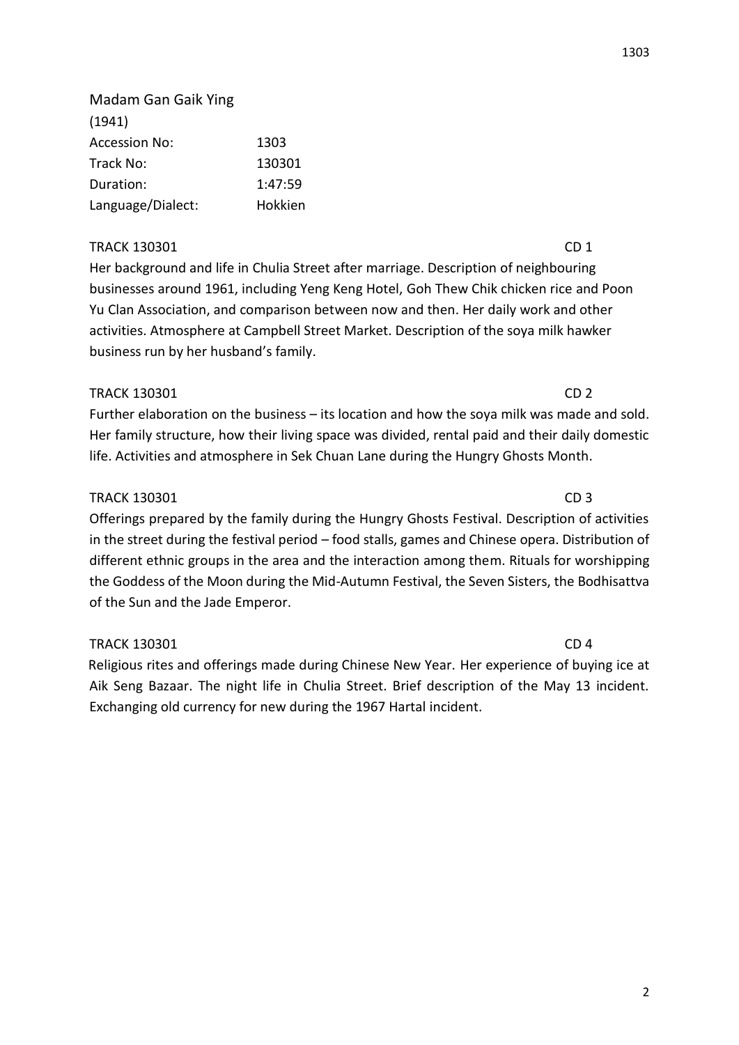Madam Gan Gaik Ying
(1941)

| | |
|---|---|
| Accession No: | 1303 |
| Track No: | 130301 |
| Duration: | 1:47:59 |
| Language/Dialect: | Hokkien |

TRACK 130301 CD 1

Her background and life in Chulia Street after marriage. Description of neighbouring businesses around 1961, including Yeng Keng Hotel, Goh Thew Chik chicken rice and Poon Yu Clan Association, and comparison between now and then. Her daily work and other activities. Atmosphere at Campbell Street Market. Description of the soya milk hawker business run by her husband's family.

TRACK 130301 CD 2

Further elaboration on the business – its location and how the soya milk was made and sold. Her family structure, how their living space was divided, rental paid and their daily domestic life. Activities and atmosphere in Sek Chuan Lane during the Hungry Ghosts Month.

TRACK 130301 CD 3

Offerings prepared by the family during the Hungry Ghosts Festival. Description of activities in the street during the festival period – food stalls, games and Chinese opera. Distribution of different ethnic groups in the area and the interaction among them. Rituals for worshipping the Goddess of the Moon during the Mid-Autumn Festival, the Seven Sisters, the Bodhisattva of the Sun and the Jade Emperor.

TRACK 130301 CD 4

Religious rites and offerings made during Chinese New Year. Her experience of buying ice at Aik Seng Bazaar. The night life in Chulia Street. Brief description of the May 13 incident. Exchanging old currency for new during the 1967 Hartal incident.